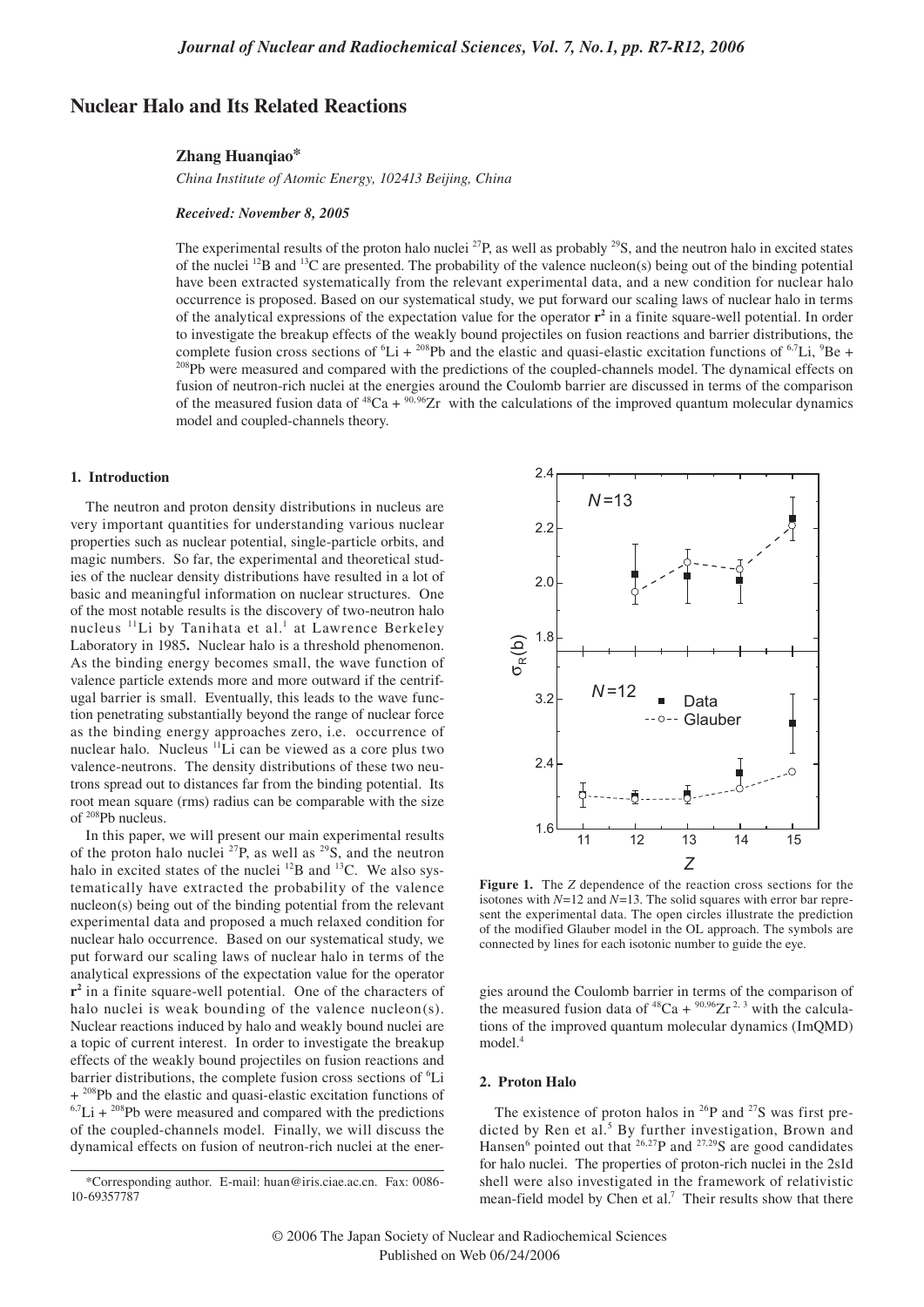# Nuclear Halo and Its Related Reactions

**Zhang Huanqiao***

*China Institute of Atomic Energy, 102413 Beijing, China*

***Received: November 8, 2005***

The experimental results of the proton halo nuclei $^{27}$P, as well as probably $^{29}$S, and the neutron halo in excited states of the nuclei $^{12}$B and $^{13}$C are presented. The probability of the valence nucleon(s) being out of the binding potential have been extracted systematically from the relevant experimental data, and a new condition for nuclear halo occurrence is proposed. Based on our systematical study, we put forward our scaling laws of nuclear halo in terms of the analytical expressions of the expectation value for the operator $\mathbf{r}^2$ in a finite square-well potential. In order to investigate the breakup effects of the weakly bound projectiles on fusion reactions and barrier distributions, the complete fusion cross sections of $^6$Li + $^{208}$Pb and the elastic and quasi-elastic excitation functions of $^{6,7}$Li, $^9$Be + $^{208}$Pb were measured and compared with the predictions of the coupled-channels model. The dynamical effects on fusion of neutron-rich nuclei at the energies around the Coulomb barrier are discussed in terms of the comparison of the measured fusion data of $^{48}$Ca + $^{90,96}$Zr with the calculations of the improved quantum molecular dynamics model and coupled-channels theory.

## 1. Introduction

The neutron and proton density distributions in nucleus are very important quantities for understanding various nuclear properties such as nuclear potential, single-particle orbits, and magic numbers. So far, the experimental and theoretical studies of the nuclear density distributions have resulted in a lot of basic and meaningful information on nuclear structures. One of the most notable results is the discovery of two-neutron halo nucleus $^{11}$Li by Tanihata et al.[1] at Lawrence Berkeley Laboratory in 1985**.** Nuclear halo is a threshold phenomenon. As the binding energy becomes small, the wave function of valence particle extends more and more outward if the centrifugal barrier is small. Eventually, this leads to the wave function penetrating substantially beyond the range of nuclear force as the binding energy approaches zero, i.e. occurrence of nuclear halo. Nucleus $^{11}$Li can be viewed as a core plus two valence-neutrons. The density distributions of these two neutrons spread out to distances far from the binding potential. Its root mean square (rms) radius can be comparable with the size of $^{208}$Pb nucleus.

In this paper, we will present our main experimental results of the proton halo nuclei $^{27}$P, as well as $^{29}$S, and the neutron halo in excited states of the nuclei $^{12}$B and $^{13}$C. We also systematically have extracted the probability of the valence nucleon(s) being out of the binding potential from the relevant experimental data and proposed a much relaxed condition for nuclear halo occurrence. Based on our systematical study, we put forward our scaling laws of nuclear halo in terms of the analytical expressions of the expectation value for the operator $\mathbf{r}^2$ in a finite square-well potential. One of the characters of halo nuclei is weak bounding of the valence nucleon(s). Nuclear reactions induced by halo and weakly bound nuclei are a topic of current interest. In order to investigate the breakup effects of the weakly bound projectiles on fusion reactions and barrier distributions, the complete fusion cross sections of $^6$Li + $^{208}$Pb and the elastic and quasi-elastic excitation functions of $^{6,7}$Li + $^{208}$Pb were measured and compared with the predictions of the coupled-channels model. Finally, we will discuss the dynamical effects on fusion of neutron-rich nuclei at the energies around the Coulomb barrier in terms of the comparison of the measured fusion data of $^{48}$Ca + $^{90,96}$Zr[2,3] with the calculations of the improved quantum molecular dynamics (ImQMD) model.[4]

**Figure 1.** The $Z$ dependence of the reaction cross sections for the isotones with $N$=12 and $N$=13. The solid squares with error bar represent the experimental data. The open circles illustrate the prediction of the modified Glauber model in the OL approach. The symbols are connected by lines for each isotonic number to guide the eye.

## 2. Proton Halo

The existence of proton halos in $^{26}$P and $^{27}$S was first predicted by Ren et al.[5] By further investigation, Brown and Hansen[6] pointed out that $^{26,27}$P and $^{27,29}$S are good candidates for halo nuclei. The properties of proton-rich nuclei in the 2s1d shell were also investigated in the framework of relativistic mean-field model by Chen et al.[7] Their results show that there

---

*Corresponding author. E-mail: huan@iris.ciae.ac.cn. Fax: 0086-10-69357787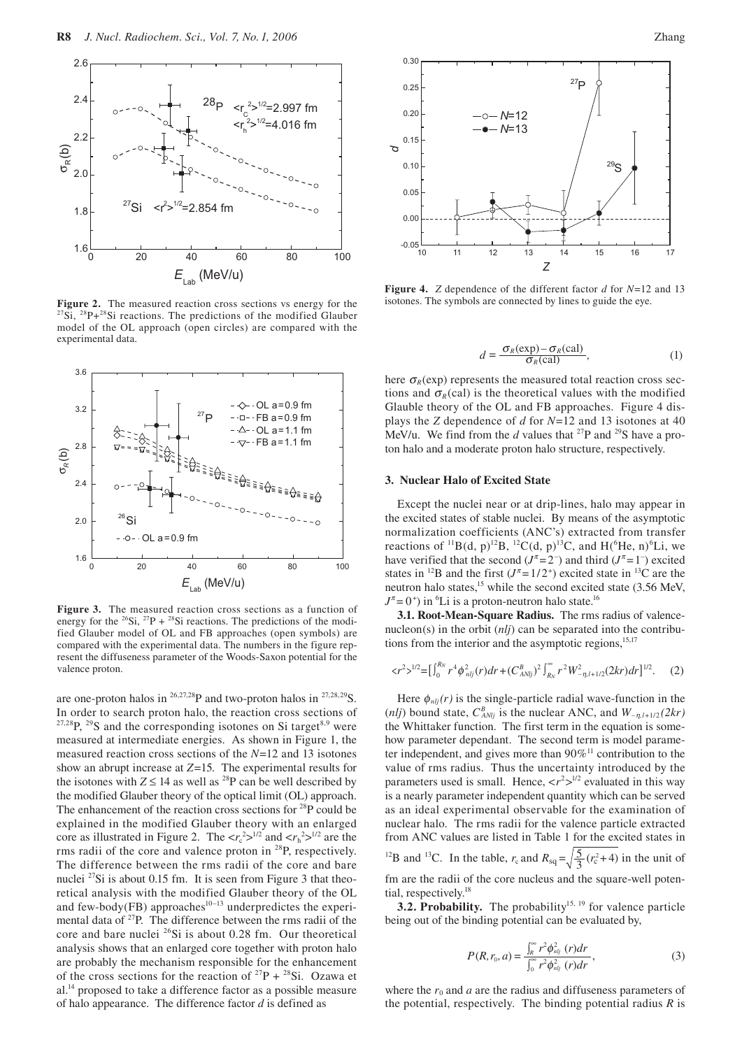**Figure 2.** The measured reaction cross sections vs energy for the $^{27}$Si, $^{28}$P+$^{28}$Si reactions. The predictions of the modified Glauber model of the OL approach (open circles) are compared with the experimental data.

**Figure 3.** The measured reaction cross sections as a function of energy for the $^{26}$Si, $^{27}$P + $^{28}$Si reactions. The predictions of the modified Glauber model of OL and FB approaches (open symbols) are compared with the experimental data. The numbers in the figure represent the diffuseness parameter of the Woods-Saxon potential for the valence proton.

are one-proton halos in $^{26,27,28}$P and two-proton halos in $^{27,28,29}$S. In order to search proton halo, the reaction cross sections of $^{27,28}$P, $^{29}$S and the corresponding isotones on Si target[8,9] were measured at intermediate energies. As shown in Figure 1, the measured reaction cross sections of the $N$=12 and 13 isotones show an abrupt increase at $Z$=15. The experimental results for the isotones with $Z \leq 14$ as well as $^{28}$P can be well described by the modified Glauber theory of the optical limit (OL) approach. The enhancement of the reaction cross sections for $^{28}$P could be explained in the modified Glauber theory with an enlarged core as illustrated in Figure 2. The $\langle r_c^2 \rangle^{1/2}$ and $\langle r_h^2 \rangle^{1/2}$ are the rms radii of the core and valence proton in $^{28}$P, respectively. The difference between the rms radii of the core and bare nuclei $^{27}$Si is about 0.15 fm. It is seen from Figure 3 that theoretical analysis with the modified Glauber theory of the OL and few-body(FB) approaches[10–13] underpredictes the experimental data of $^{27}$P. The difference between the rms radii of the core and bare nuclei $^{26}$Si is about 0.28 fm. Our theoretical analysis shows that an enlarged core together with proton halo are probably the mechanism responsible for the enhancement of the cross sections for the reaction of $^{27}$P + $^{28}$Si. Ozawa et al.[14] proposed to take a difference factor as a possible measure of halo appearance. The difference factor $d$ is defined as

**Figure 4.** $Z$ dependence of the different factor $d$ for $N$=12 and 13 isotones. The symbols are connected by lines to guide the eye.

$$d = \frac{\sigma_R(\text{exp}) - \sigma_R(\text{cal})}{\sigma_R(\text{cal})}, \tag{1}$$

here $\sigma_R$(exp) represents the measured total reaction cross sections and $\sigma_R$(cal) is the theoretical values with the modified Glauble theory of the OL and FB approaches. Figure 4 displays the $Z$ dependence of $d$ for $N$=12 and 13 isotones at 40 MeV/u. We find from the $d$ values that $^{27}$P and $^{29}$S have a proton halo and a moderate proton halo structure, respectively.

### 3. Nuclear Halo of Excited State

Except the nuclei near or at drip-lines, halo may appear in the excited states of stable nuclei. By means of the asymptotic normalization coefficients (ANC's) extracted from transfer reactions of $^{11}$B(d, p)$^{12}$B, $^{12}$C(d, p)$^{13}$C, and H($^6$He, n)$^6$Li, we have verified that the second ($J^\pi = 2^-$) and third ($J^\pi = 1^-$) excited states in $^{12}$B and the first ($J^\pi = 1/2^+$) excited state in $^{13}$C are the neutron halo states,[15] while the second excited state (3.56 MeV, $J^\pi = 0^+$) in $^6$Li is a proton-neutron halo state.[16]

**3.1. Root-Mean-Square Radius.** The rms radius of valence-nucleon(s) in the orbit ($nlj$) can be separated into the contributions from the interior and the asymptotic regions,[15,17]

$$\langle r^2 \rangle^{1/2} = \left[\int_0^{R_N} r^4 \phi_{nlj}^2(r)dr + (C_{ANlj}^B)^2 \int_{R_N}^\infty r^2 W_{-\eta,l+1/2}^2(2kr)dr\right]^{1/2}. \tag{2}$$

Here $\phi_{nlj}(r)$ is the single-particle radial wave-function in the ($nlj$) bound state, $C_{ANlj}^B$ is the nuclear ANC, and $W_{-\eta,l+1/2}(2kr)$ the Whittaker function. The first term in the equation is somehow parameter dependant. The second term is model parameter independent, and gives more than 90%[11] contribution to the value of rms radius. Thus the uncertainty introduced by the parameters used is small. Hence, $\langle r^2 \rangle^{1/2}$ evaluated in this way is a nearly parameter independent quantity which can be served as an ideal experimental observable for the examination of nuclear halo. The rms radii for the valence particle extracted from ANC values are listed in Table 1 for the excited states in $^{12}$B and $^{13}$C. In the table, $r_c$ and $R_{sq} = \sqrt{\frac{5}{3}(r_c^2 + 4)}$ in the unit of fm are the radii of the core nucleus and the square-well potential, respectively.[18]

**3.2. Probability.** The probability[15, 19] for valence particle being out of the binding potential can be evaluated by,

$$P(R, r_0, a) = \frac{\int_R^\infty r^2 \phi_{nlj}^2(r)dr}{\int_0^\infty r^2 \phi_{nlj}^2(r)dr}, \tag{3}$$

where the $r_0$ and $a$ are the radius and diffuseness parameters of the potential, respectively. The binding potential radius $R$ is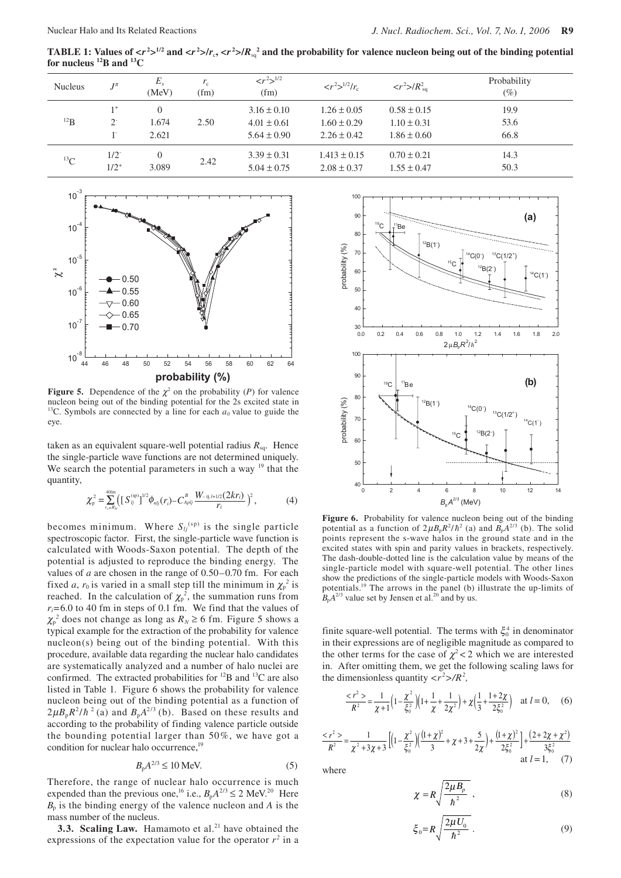**TABLE 1: Values of $<r^2>^{1/2}$ and $<r^2>/r_c$, $<r^2>/R_{sq}^2$ and the probability for valence nucleon being out of the binding potential for nucleus $^{12}$B and $^{13}$C**

| Nucleus | $J^\pi$ | $E_x$ (MeV) | $r_c$ (fm) | $<r^2>^{1/2}$ (fm) | $<r^2>^{1/2}/r_c$ | $<r^2>/R_{sq}^2$ | Probability (%) |
|---|---|---|---|---|---|---|---|
| $^{12}$B | $1^+$ | 0 | 2.50 | $3.16 \pm 0.10$ | $1.26 \pm 0.05$ | $0.58 \pm 0.15$ | 19.9 |
| | $2^-$ | 1.674 | | $4.01 \pm 0.61$ | $1.60 \pm 0.29$ | $1.10 \pm 0.31$ | 53.6 |
| | $1^-$ | 2.621 | | $5.64 \pm 0.90$ | $2.26 \pm 0.42$ | $1.86 \pm 0.60$ | 66.8 |
| $^{13}$C | $1/2^-$ | 0 | 2.42 | $3.39 \pm 0.31$ | $1.413 \pm 0.15$ | $0.70 \pm 0.21$ | 14.3 |
| | $1/2^+$ | 3.089 | | $5.04 \pm 0.75$ | $2.08 \pm 0.37$ | $1.55 \pm 0.47$ | 50.3 |

**Figure 5.** Dependence of the $\chi^2$ on the probability ($P$) for valence nucleon being out of the binding potential for the 2s excited state in $^{13}$C. Symbols are connected by a line for each $a_0$ value to guide the eye.

taken as an equivalent square-well potential radius $R_{sq}$. Hence the single-particle wave functions are not determined uniquely. We search the potential parameters in such a way [19] that the quantity,

$$\chi_p^2 = \sum_{r_i=R_N}^{400\text{fm}} \left( [S_{lj}^{(sp)}]^{1/2} \phi_{nlj}(r_i) - C_{Aplj}^B \frac{W_{-\eta, l+1/2}(2kr_i)}{r_i} \right)^2, \quad (4)$$

becomes minimum. Where $S_{lj}^{(sp)}$ is the single particle spectroscopic factor. First, the single-particle wave function is calculated with Woods-Saxon potential. The depth of the potential is adjusted to reproduce the binding energy. The values of $a$ are chosen in the range of 0.50–0.70 fm. For each fixed $a$, $r_0$ is varied in a small step till the minimum in $\chi_p^2$ is reached. In the calculation of $\chi_p^2$, the summation runs from $r_i$=6.0 to 40 fm in steps of 0.1 fm. We find that the values of $\chi_p^2$ does not change as long as $R_N \geq 6$ fm. Figure 5 shows a typical example for the extraction of the probability for valence nucleon(s) being out of the binding potential. With this procedure, available data regarding the nuclear halo candidates are systematically analyzed and a number of halo nuclei are confirmed. The extracted probabilities for $^{12}$B and $^{13}$C are also listed in Table 1. Figure 6 shows the probability for valence nucleon being out of the binding potential as a function of $2\mu B_p R^2/\hbar^2$ (a) and $B_p A^{2/3}$ (b). Based on these results and according to the probability of finding valence particle outside the bounding potential larger than 50%, we have got a condition for nuclear halo occurrence,[19]

$$B_p A^{2/3} \leq 10 \text{ MeV}. \quad (5)$$

Therefore, the range of nuclear halo occurrence is much expended than the previous one,[16] i.e., $B_p A^{2/3} \leq 2$ MeV.[20] Here $B_p$ is the binding energy of the valence nucleon and $A$ is the mass number of the nucleus.

**3.3. Scaling Law.** Hamamoto et al.[21] have obtained the expressions of the expectation value for the operator $r^2$ in a finite square-well potential. The terms with $\xi_0^4$ in denominator in their expressions are of negligible magnitude as compared to the other terms for the case of $\chi^2 < 2$ which we are interested in. After omitting them, we get the following scaling laws for the dimensionless quantity $<r^2>/R^2$,

**Figure 6.** Probability for valence nucleon being out of the binding potential as a function of $2\mu B_p R^2/\hbar^2$ (a) and $B_p A^{2/3}$ (b). The solid points represent the s-wave halos in the ground state and in the excited states with spin and parity values in brackets, respectively. The dash-double-dotted line is the calculation value by means of the single-particle model with square-well potential. The other lines show the predictions of the single-particle models with Woods-Saxon potentials.[19] The arrows in the panel (b) illustrate the up-limits of $B_p A^{2/3}$ value set by Jensen et al.[20] and by us.

$$\frac{<r^2>}{R^2} = \frac{1}{\chi+1}\left(1-\frac{\chi^2}{\xi_0^2}\right)\left(1+\frac{1}{\chi}+\frac{1}{2\chi^2}\right) + \chi\left(\frac{1}{3}+\frac{1+2\chi}{2\xi_0^2}\right) \quad \text{at } l = 0, \quad (6)$$

$$\frac{<r^2>}{R^2} = \frac{1}{\chi^2+3\chi+3}\left[\left(1-\frac{\chi^2}{\xi_0^2}\right)\left(\frac{(1+\chi)^2}{3}+\chi+3+\frac{5}{2\chi}\right)+\frac{(1+\chi)^2}{2\xi_0^2}\right]+\frac{(2+2\chi+\chi^2)}{3\xi_0^2} \quad \text{at } l = 1, \quad (7)$$

where

$$\chi = R\sqrt{\frac{2\mu B_p}{\hbar^2}}, \quad (8)$$

$$\xi_0 = R\sqrt{\frac{2\mu U_0}{\hbar^2}}. \quad (9)$$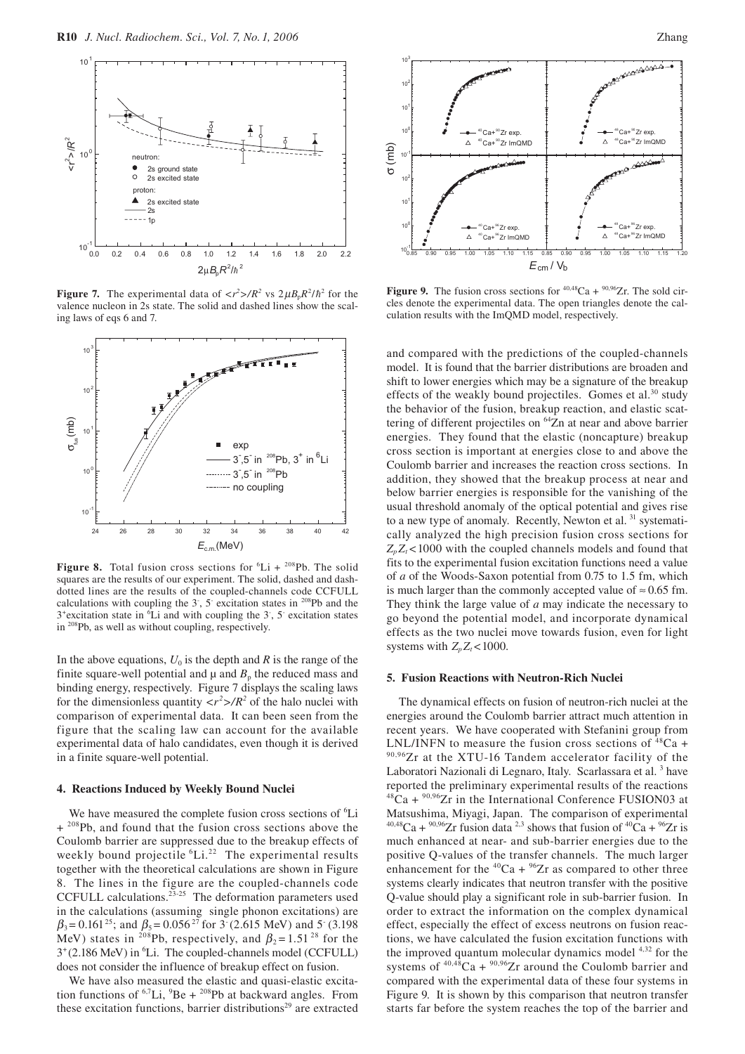**Figure 7.** The experimental data of $<r^2>/R^2$ vs $2\mu B_p R^2/\hbar^2$ for the valence nucleon in 2s state. The solid and dashed lines show the scaling laws of eqs 6 and 7.

**Figure 8.** Total fusion cross sections for $^6$Li + $^{208}$Pb. The solid squares are the results of our experiment. The solid, dashed and dash-dotted lines are the results of the coupled-channels code CCFULL calculations with coupling the $3^-$, $5^-$ excitation states in $^{208}$Pb and the $3^+$excitation state in $^6$Li and with coupling the $3^-$, $5^-$ excitation states in $^{208}$Pb, as well as without coupling, respectively.

In the above equations, $U_0$ is the depth and $R$ is the range of the finite square-well potential and $\mu$ and $B_p$ the reduced mass and binding energy, respectively. Figure 7 displays the scaling laws for the dimensionless quantity $<r^2>/R^2$ of the halo nuclei with comparison of experimental data. It can been seen from the figure that the scaling law can account for the available experimental data of halo candidates, even though it is derived in a finite square-well potential.

## 4. Reactions Induced by Weekly Bound Nuclei

We have measured the complete fusion cross sections of $^6$Li + $^{208}$Pb, and found that the fusion cross sections above the Coulomb barrier are suppressed due to the breakup effects of weekly bound projectile $^6$Li.[22] The experimental results together with the theoretical calculations are shown in Figure 8. The lines in the figure are the coupled-channels code CCFULL calculations.[23-25] The deformation parameters used in the calculations (assuming single phonon excitations) are $\beta_3 = 0.161$[25]; and $\beta_5 = 0.056$[27] for $3^-$(2.615 MeV) and $5^-$ (3.198 MeV) states in $^{208}$Pb, respectively, and $\beta_2 = 1.51$[28] for the $3^+$(2.186 MeV) in $^6$Li. The coupled-channels model (CCFULL) does not consider the influence of breakup effect on fusion.

We have also measured the elastic and quasi-elastic excitation functions of $^{6,7}$Li, $^9$Be + $^{208}$Pb at backward angles. From these excitation functions, barrier distributions[29] are extracted and compared with the predictions of the coupled-channels model. It is found that the barrier distributions are broaden and shift to lower energies which may be a signature of the breakup effects of the weakly bound projectiles. Gomes et al.[30] study the behavior of the fusion, breakup reaction, and elastic scattering of different projectiles on $^{64}$Zn at near and above barrier energies. They found that the elastic (noncapture) breakup cross section is important at energies close to and above the Coulomb barrier and increases the reaction cross sections. In addition, they showed that the breakup process at near and below barrier energies is responsible for the vanishing of the usual threshold anomaly of the optical potential and gives rise to a new type of anomaly. Recently, Newton et al.[31] systematically analyzed the high precision fusion cross sections for $Z_p Z_t < 1000$ with the coupled channels models and found that fits to the experimental fusion excitation functions need a value of $a$ of the Woods-Saxon potential from 0.75 to 1.5 fm, which is much larger than the commonly accepted value of $\approx 0.65$ fm. They think the large value of $a$ may indicate the necessary to go beyond the potential model, and incorporate dynamical effects as the two nuclei move towards fusion, even for light systems with $Z_p Z_t < 1000$.

**Figure 9.** The fusion cross sections for $^{40,48}$Ca + $^{90,96}$Zr. The sold circles denote the experimental data. The open triangles denote the calculation results with the ImQMD model, respectively.

## 5. Fusion Reactions with Neutron-Rich Nuclei

The dynamical effects on fusion of neutron-rich nuclei at the energies around the Coulomb barrier attract much attention in recent years. We have cooperated with Stefanini group from LNL/INFN to measure the fusion cross sections of $^{48}$Ca + $^{90,96}$Zr at the XTU-16 Tandem accelerator facility of the Laboratori Nazionali di Legnaro, Italy. Scarlassara et al.[3] have reported the preliminary experimental results of the reactions $^{48}$Ca + $^{90,96}$Zr in the International Conference FUSION03 at Matsushima, Miyagi, Japan. The comparison of experimental $^{40,48}$Ca + $^{90,96}$Zr fusion data[2,3] shows that fusion of $^{40}$Ca + $^{96}$Zr is much enhanced at near- and sub-barrier energies due to the positive Q-values of the transfer channels. The much larger enhancement for the $^{40}$Ca + $^{96}$Zr as compared to other three systems clearly indicates that neutron transfer with the positive Q-value should play a significant role in sub-barrier fusion. In order to extract the information on the complex dynamical effect, especially the effect of excess neutrons on fusion reactions, we have calculated the fusion excitation functions with the improved quantum molecular dynamics model[4,32] for the systems of $^{40,48}$Ca + $^{90,96}$Zr around the Coulomb barrier and compared with the experimental data of these four systems in Figure 9. It is shown by this comparison that neutron transfer starts far before the system reaches the top of the barrier and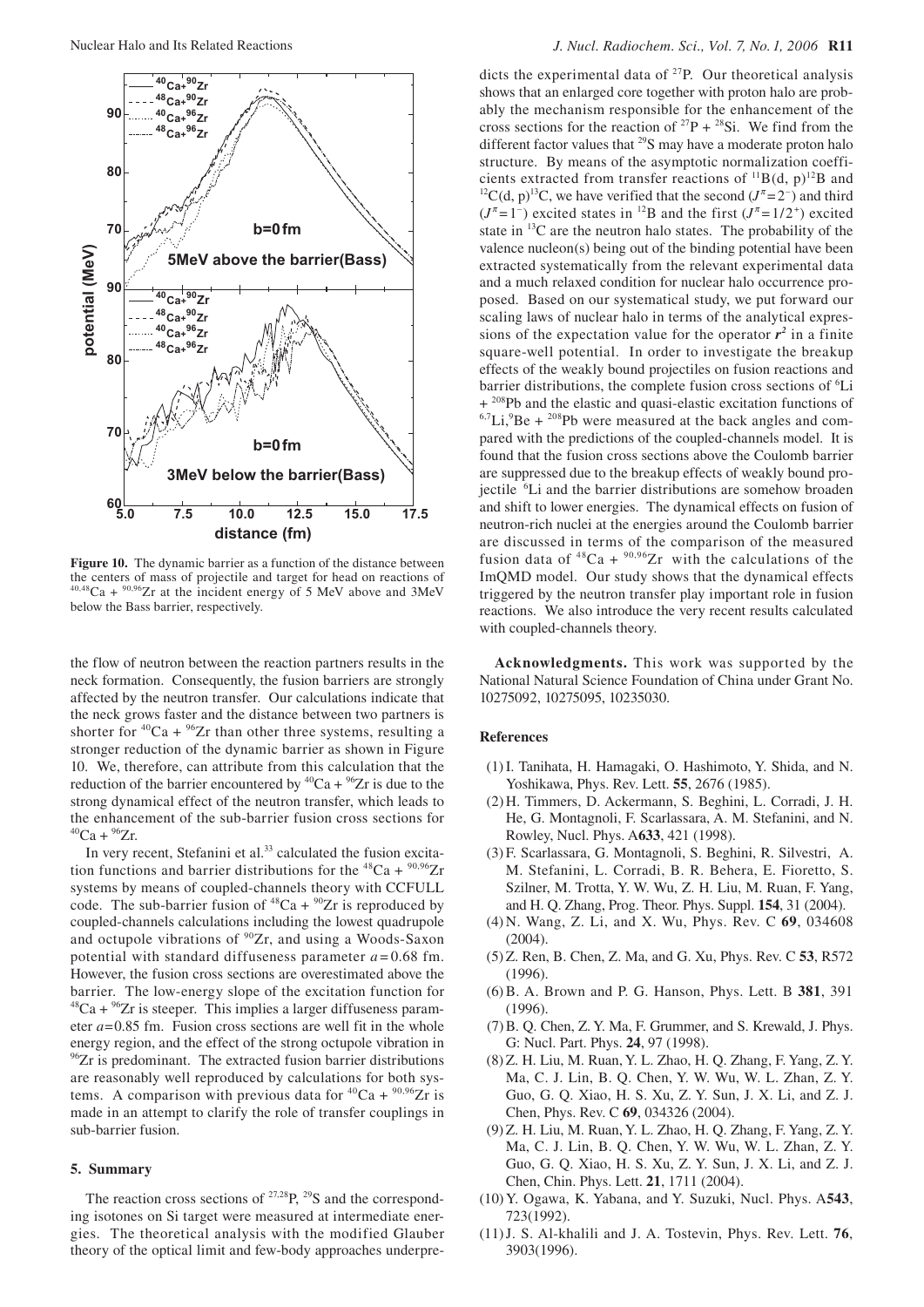**Figure 10.** The dynamic barrier as a function of the distance between the centers of mass of projectile and target for head on reactions of $^{40,48}Ca$ + $^{90,96}Zr$ at the incident energy of 5 MeV above and 3MeV below the Bass barrier, respectively.

the flow of neutron between the reaction partners results in the neck formation. Consequently, the fusion barriers are strongly affected by the neutron transfer. Our calculations indicate that the neck grows faster and the distance between two partners is shorter for $^{40}Ca$ + $^{96}Zr$ than other three systems, resulting a stronger reduction of the dynamic barrier as shown in Figure 10. We, therefore, can attribute from this calculation that the reduction of the barrier encountered by $^{40}Ca$ + $^{96}Zr$ is due to the strong dynamical effect of the neutron transfer, which leads to the enhancement of the sub-barrier fusion cross sections for $^{40}Ca$ + $^{96}Zr$.

In very recent, Stefanini et al.[33] calculated the fusion excitation functions and barrier distributions for the $^{48}Ca$ + $^{90,96}Zr$ systems by means of coupled-channels theory with CCFULL code. The sub-barrier fusion of $^{48}Ca$ + $^{90}Zr$ is reproduced by coupled-channels calculations including the lowest quadrupole and octupole vibrations of $^{90}Zr$, and using a Woods-Saxon potential with standard diffuseness parameter $a$ = 0.68 fm. However, the fusion cross sections are overestimated above the barrier. The low-energy slope of the excitation function for $^{48}Ca$ + $^{96}Zr$ is steeper. This implies a larger diffuseness parameter $a$ = 0.85 fm. Fusion cross sections are well fit in the whole energy region, and the effect of the strong octupole vibration in $^{96}Zr$ is predominant. The extracted fusion barrier distributions are reasonably well reproduced by calculations for both systems. A comparison with previous data for $^{40}Ca$ + $^{90,96}Zr$ is made in an attempt to clarify the role of transfer couplings in sub-barrier fusion.

## 5. Summary

The reaction cross sections of $^{27,28}P$, $^{29}S$ and the corresponding isotones on Si target were measured at intermediate energies. The theoretical analysis with the modified Glauber theory of the optical limit and few-body approaches underpredicts the experimental data of $^{27}P$. Our theoretical analysis shows that an enlarged core together with proton halo are probably the mechanism responsible for the enhancement of the cross sections for the reaction of $^{27}P$ + $^{28}Si$. We find from the different factor values that $^{29}S$ may have a moderate proton halo structure. By means of the asymptotic normalization coefficients extracted from transfer reactions of $^{11}B(d, p)^{12}B$ and $^{12}C(d, p)^{13}C$, we have verified that the second ($J^{\pi}$ = $2^-$) and third ($J^{\pi}$ = $1^-$) excited states in $^{12}B$ and the first ($J^{\pi}$ = $1/2^+$) excited state in $^{13}C$ are the neutron halo states. The probability of the valence nucleon(s) being out of the binding potential have been extracted systematically from the relevant experimental data and a much relaxed condition for nuclear halo occurrence proposed. Based on our systematical study, we put forward our scaling laws of nuclear halo in terms of the analytical expressions of the expectation value for the operator $\boldsymbol{r}^2$ in a finite square-well potential. In order to investigate the breakup effects of the weakly bound projectiles on fusion reactions and barrier distributions, the complete fusion cross sections of $^{6}Li$ + $^{208}Pb$ and the elastic and quasi-elastic excitation functions of $^{6,7}Li$,$^{9}Be$ + $^{208}Pb$ were measured at the back angles and compared with the predictions of the coupled-channels model. It is found that the fusion cross sections above the Coulomb barrier are suppressed due to the breakup effects of weakly bound projectile $^{6}Li$ and the barrier distributions are somehow broaden and shift to lower energies. The dynamical effects on fusion of neutron-rich nuclei at the energies around the Coulomb barrier are discussed in terms of the comparison of the measured fusion data of $^{48}Ca$ + $^{90,96}Zr$ with the calculations of the ImQMD model. Our study shows that the dynamical effects triggered by the neutron transfer play important role in fusion reactions. We also introduce the very recent results calculated with coupled-channels theory.

**Acknowledgments.** This work was supported by the National Natural Science Foundation of China under Grant No. 10275092, 10275095, 10235030.

## References

(1) I. Tanihata, H. Hamagaki, O. Hashimoto, Y. Shida, and N. Yoshikawa, Phys. Rev. Lett. **55**, 2676 (1985).

(2) H. Timmers, D. Ackermann, S. Beghini, L. Corradi, J. H. He, G. Montagnoli, F. Scarlassara, A. M. Stefanini, and N. Rowley, Nucl. Phys. A**633**, 421 (1998).

(3) F. Scarlassara, G. Montagnoli, S. Beghini, R. Silvestri, A. M. Stefanini, L. Corradi, B. R. Behera, E. Fioretto, S. Szilner, M. Trotta, Y. W. Wu, Z. H. Liu, M. Ruan, F. Yang, and H. Q. Zhang, Prog. Theor. Phys. Suppl. **154**, 31 (2004).

(4) N. Wang, Z. Li, and X. Wu, Phys. Rev. C **69**, 034608 (2004).

(5) Z. Ren, B. Chen, Z. Ma, and G. Xu, Phys. Rev. C **53**, R572 (1996).

(6) B. A. Brown and P. G. Hanson, Phys. Lett. B **381**, 391 (1996).

(7) B. Q. Chen, Z. Y. Ma, F. Grummer, and S. Krewald, J. Phys. G: Nucl. Part. Phys. **24**, 97 (1998).

(8) Z. H. Liu, M. Ruan, Y. L. Zhao, H. Q. Zhang, F. Yang, Z. Y. Ma, C. J. Lin, B. Q. Chen, Y. W. Wu, W. L. Zhan, Z. Y. Guo, G. Q. Xiao, H. S. Xu, Z. Y. Sun, J. X. Li, and Z. J. Chen, Phys. Rev. C **69**, 034326 (2004).

(9) Z. H. Liu, M. Ruan, Y. L. Zhao, H. Q. Zhang, F. Yang, Z. Y. Ma, C. J. Lin, B. Q. Chen, Y. W. Wu, W. L. Zhan, Z. Y. Guo, G. Q. Xiao, H. S. Xu, Z. Y. Sun, J. X. Li, and Z. J. Chen, Chin. Phys. Lett. **21**, 1711 (2004).

(10) Y. Ogawa, K. Yabana, and Y. Suzuki, Nucl. Phys. A**543**, 723(1992).

(11) J. S. Al-khalili and J. A. Tostevin, Phys. Rev. Lett. **76**, 3903(1996).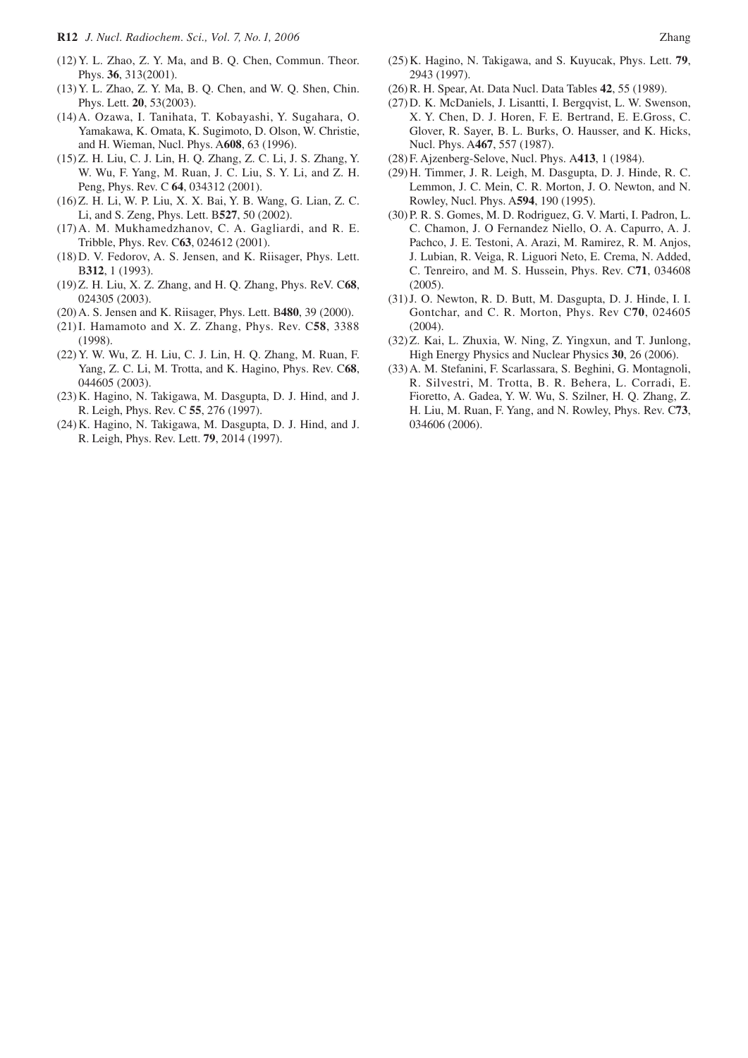(12) Y. L. Zhao, Z. Y. Ma, and B. Q. Chen, Commun. Theor. Phys. **36**, 313(2001).

(13) Y. L. Zhao, Z. Y. Ma, B. Q. Chen, and W. Q. Shen, Chin. Phys. Lett. **20**, 53(2003).

(14) A. Ozawa, I. Tanihata, T. Kobayashi, Y. Sugahara, O. Yamakawa, K. Omata, K. Sugimoto, D. Olson, W. Christie, and H. Wieman, Nucl. Phys. A**608**, 63 (1996).

(15) Z. H. Liu, C. J. Lin, H. Q. Zhang, Z. C. Li, J. S. Zhang, Y. W. Wu, F. Yang, M. Ruan, J. C. Liu, S. Y. Li, and Z. H. Peng, Phys. Rev. C **64**, 034312 (2001).

(16) Z. H. Li, W. P. Liu, X. X. Bai, Y. B. Wang, G. Lian, Z. C. Li, and S. Zeng, Phys. Lett. B**527**, 50 (2002).

(17) A. M. Mukhamedzhanov, C. A. Gagliardi, and R. E. Tribble, Phys. Rev. C**63**, 024612 (2001).

(18) D. V. Fedorov, A. S. Jensen, and K. Riisager, Phys. Lett. B**312**, 1 (1993).

(19) Z. H. Liu, X. Z. Zhang, and H. Q. Zhang, Phys. ReV. C**68**, 024305 (2003).

(20) A. S. Jensen and K. Riisager, Phys. Lett. B**480**, 39 (2000).

(21) I. Hamamoto and X. Z. Zhang, Phys. Rev. C**58**, 3388 (1998).

(22) Y. W. Wu, Z. H. Liu, C. J. Lin, H. Q. Zhang, M. Ruan, F. Yang, Z. C. Li, M. Trotta, and K. Hagino, Phys. Rev. C**68**, 044605 (2003).

(23) K. Hagino, N. Takigawa, M. Dasgupta, D. J. Hind, and J. R. Leigh, Phys. Rev. C **55**, 276 (1997).

(24) K. Hagino, N. Takigawa, M. Dasgupta, D. J. Hind, and J. R. Leigh, Phys. Rev. Lett. **79**, 2014 (1997).

(25) K. Hagino, N. Takigawa, and S. Kuyucak, Phys. Lett. **79**, 2943 (1997).

(26) R. H. Spear, At. Data Nucl. Data Tables **42**, 55 (1989).

(27) D. K. McDaniels, J. Lisantti, I. Bergqvist, L. W. Swenson, X. Y. Chen, D. J. Horen, F. E. Bertrand, E. E.Gross, C. Glover, R. Sayer, B. L. Burks, O. Hausser, and K. Hicks, Nucl. Phys. A**467**, 557 (1987).

(28) F. Ajzenberg-Selove, Nucl. Phys. A**413**, 1 (1984).

(29) H. Timmer, J. R. Leigh, M. Dasgupta, D. J. Hinde, R. C. Lemmon, J. C. Mein, C. R. Morton, J. O. Newton, and N. Rowley, Nucl. Phys. A**594**, 190 (1995).

(30) P. R. S. Gomes, M. D. Rodriguez, G. V. Marti, I. Padron, L. C. Chamon, J. O Fernandez Niello, O. A. Capurro, A. J. Pachco, J. E. Testoni, A. Arazi, M. Ramirez, R. M. Anjos, J. Lubian, R. Veiga, R. Liguori Neto, E. Crema, N. Added, C. Tenreiro, and M. S. Hussein, Phys. Rev. C**71**, 034608 (2005).

(31) J. O. Newton, R. D. Butt, M. Dasgupta, D. J. Hinde, I. I. Gontchar, and C. R. Morton, Phys. Rev C**70**, 024605 (2004).

(32) Z. Kai, L. Zhuxia, W. Ning, Z. Yingxun, and T. Junlong, High Energy Physics and Nuclear Physics **30**, 26 (2006).

(33) A. M. Stefanini, F. Scarlassara, S. Beghini, G. Montagnoli, R. Silvestri, M. Trotta, B. R. Behera, L. Corradi, E. Fioretto, A. Gadea, Y. W. Wu, S. Szilner, H. Q. Zhang, Z. H. Liu, M. Ruan, F. Yang, and N. Rowley, Phys. Rev. C**73**, 034606 (2006).